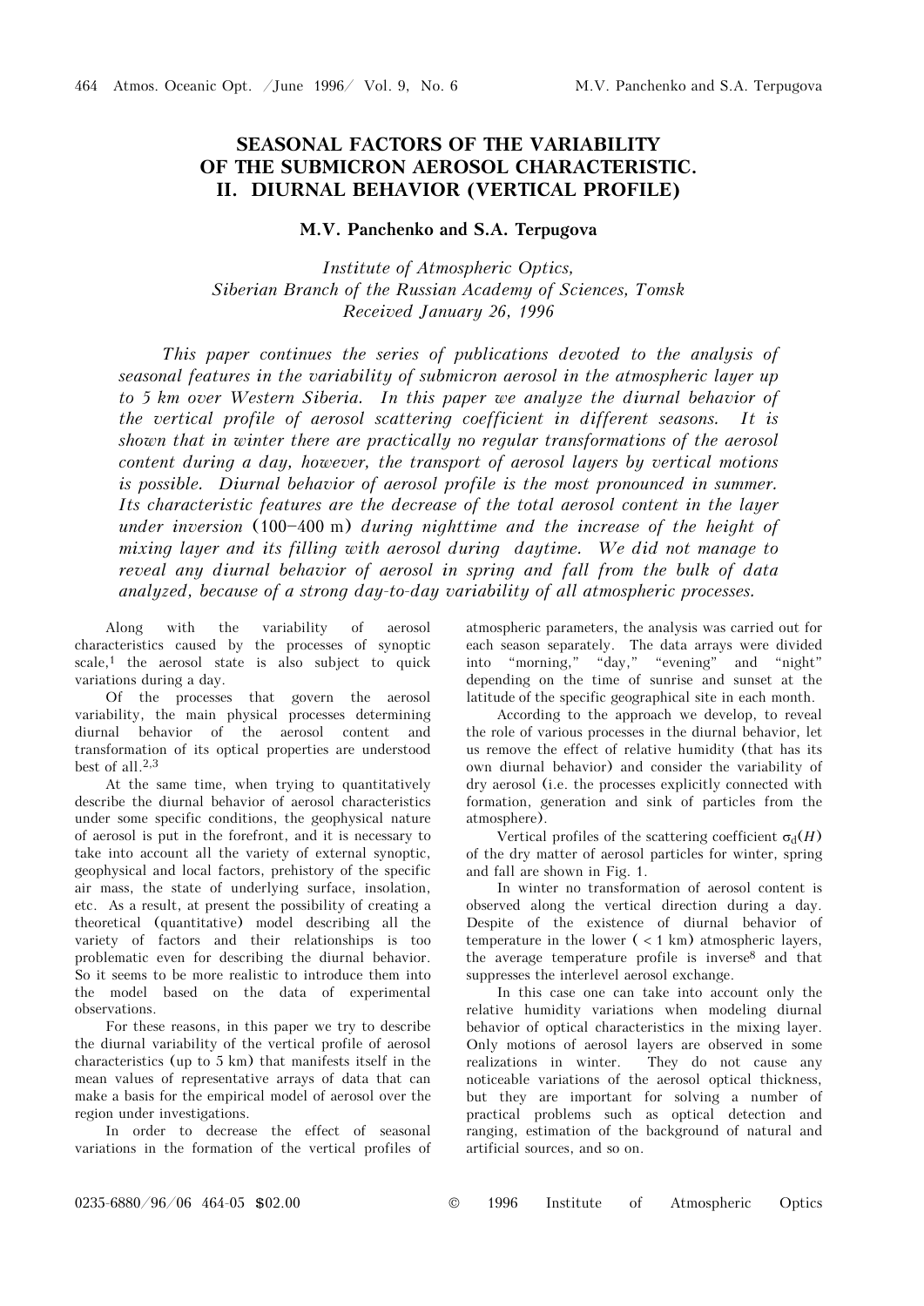# SEASONAL FACTORS OF THE VARIABILITY OF THE SUBMICRON AEROSOL CHARACTERISTIC. II. DIURNAL BEHAVIOR (VERTICAL PROFILE)

**M.V. Panchenko and S.A. Terpugova**

*Institute of Atmospheric Optics,*
*Siberian Branch of the Russian Academy of Sciences, Tomsk*
*Received January 26, 1996*

*This paper continues the series of publications devoted to the analysis of seasonal features in the variability of submicron aerosol in the atmospheric layer up to 5 km over Western Siberia. In this paper we analyze the diurnal behavior of the vertical profile of aerosol scattering coefficient in different seasons. It is shown that in winter there are practically no regular transformations of the aerosol content during a day, however, the transport of aerosol layers by vertical motions is possible. Diurnal behavior of aerosol profile is the most pronounced in summer. Its characteristic features are the decrease of the total aerosol content in the layer under inversion* (100–400 m) *during nighttime and the increase of the height of mixing layer and its filling with aerosol during daytime. We did not manage to reveal any diurnal behavior of aerosol in spring and fall from the bulk of data analyzed, because of a strong day-to-day variability of all atmospheric processes.*

Along with the variability of aerosol characteristics caused by the processes of synoptic scale,[1] the aerosol state is also subject to quick variations during a day.

Of the processes that govern the aerosol variability, the main physical processes determining diurnal behavior of the aerosol content and transformation of its optical properties are understood best of all.[2,3]

At the same time, when trying to quantitatively describe the diurnal behavior of aerosol characteristics under some specific conditions, the geophysical nature of aerosol is put in the forefront, and it is necessary to take into account all the variety of external synoptic, geophysical and local factors, prehistory of the specific air mass, the state of underlying surface, insolation, etc. As a result, at present the possibility of creating a theoretical (quantitative) model describing all the variety of factors and their relationships is too problematic even for describing the diurnal behavior. So it seems to be more realistic to introduce them into the model based on the data of experimental observations.

For these reasons, in this paper we try to describe the diurnal variability of the vertical profile of aerosol characteristics (up to 5 km) that manifests itself in the mean values of representative arrays of data that can make a basis for the empirical model of aerosol over the region under investigations.

In order to decrease the effect of seasonal variations in the formation of the vertical profiles of atmospheric parameters, the analysis was carried out for each season separately. The data arrays were divided into "morning," "day," "evening" and "night" depending on the time of sunrise and sunset at the latitude of the specific geographical site in each month.

According to the approach we develop, to reveal the role of various processes in the diurnal behavior, let us remove the effect of relative humidity (that has its own diurnal behavior) and consider the variability of dry aerosol (i.e. the processes explicitly connected with formation, generation and sink of particles from the atmosphere).

Vertical profiles of the scattering coefficient $\sigma_d(H)$ of the dry matter of aerosol particles for winter, spring and fall are shown in Fig. 1.

In winter no transformation of aerosol content is observed along the vertical direction during a day. Despite of the existence of diurnal behavior of temperature in the lower ( < 1 km) atmospheric layers, the average temperature profile is inverse[8] and that suppresses the interlevel aerosol exchange.

In this case one can take into account only the relative humidity variations when modeling diurnal behavior of optical characteristics in the mixing layer. Only motions of aerosol layers are observed in some realizations in winter. They do not cause any noticeable variations of the aerosol optical thickness, but they are important for solving a number of practical problems such as optical detection and ranging, estimation of the background of natural and artificial sources, and so on.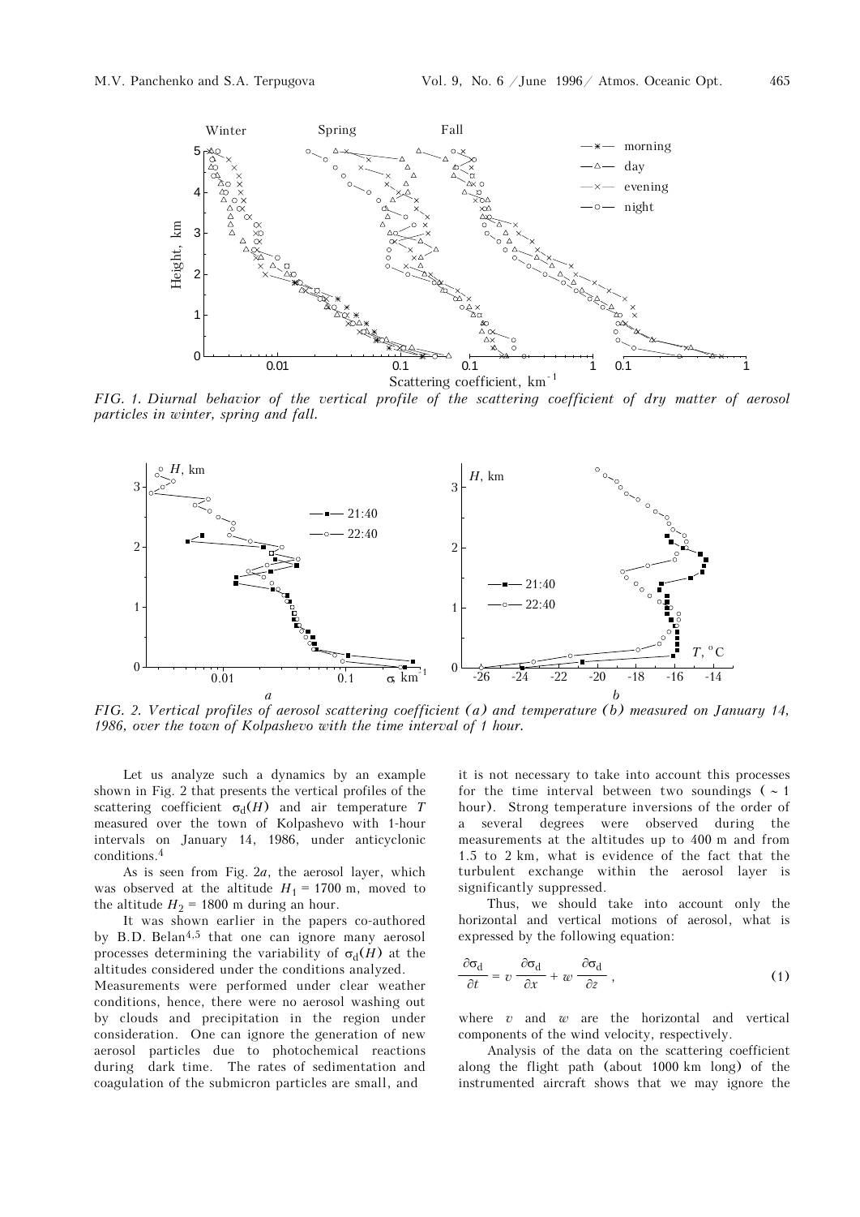FIG. 1. *Diurnal behavior of the vertical profile of the scattering coefficient of dry matter of aerosol particles in winter, spring and fall.*

FIG. 2. *Vertical profiles of aerosol scattering coefficient (a) and temperature (b) measured on January 14, 1986, over the town of Kolpashevo with the time interval of 1 hour.*

Let us analyze such a dynamics by an example shown in Fig. 2 that presents the vertical profiles of the scattering coefficient $\sigma_d(H)$ and air temperature $T$ measured over the town of Kolpashevo with 1-hour intervals on January 14, 1986, under anticyclonic conditions.[4]

As is seen from Fig. 2*a*, the aerosol layer, which was observed at the altitude $H_1$ = 1700 m, moved to the altitude $H_2$ = 1800 m during an hour.

It was shown earlier in the papers co-authored by B.D. Belan[4,5] that one can ignore many aerosol processes determining the variability of $\sigma_d(H)$ at the altitudes considered under the conditions analyzed. Measurements were performed under clear weather conditions, hence, there were no aerosol washing out by clouds and precipitation in the region under consideration. One can ignore the generation of new aerosol particles due to photochemical reactions during dark time. The rates of sedimentation and coagulation of the submicron particles are small, and it is not necessary to take into account this processes for the time interval between two soundings (~1 hour). Strong temperature inversions of the order of a several degrees were observed during the measurements at the altitudes up to 400 m and from 1.5 to 2 km, what is evidence of the fact that the turbulent exchange within the aerosol layer is significantly suppressed.

Thus, we should take into account only the horizontal and vertical motions of aerosol, what is expressed by the following equation:

$$\frac{\partial \sigma_d}{\partial t} = v \frac{\partial \sigma_d}{\partial x} + w \frac{\partial \sigma_d}{\partial z}, \tag{1}$$

where $v$ and $w$ are the horizontal and vertical components of the wind velocity, respectively.

Analysis of the data on the scattering coefficient along the flight path (about 1000 km long) of the instrumented aircraft shows that we may ignore the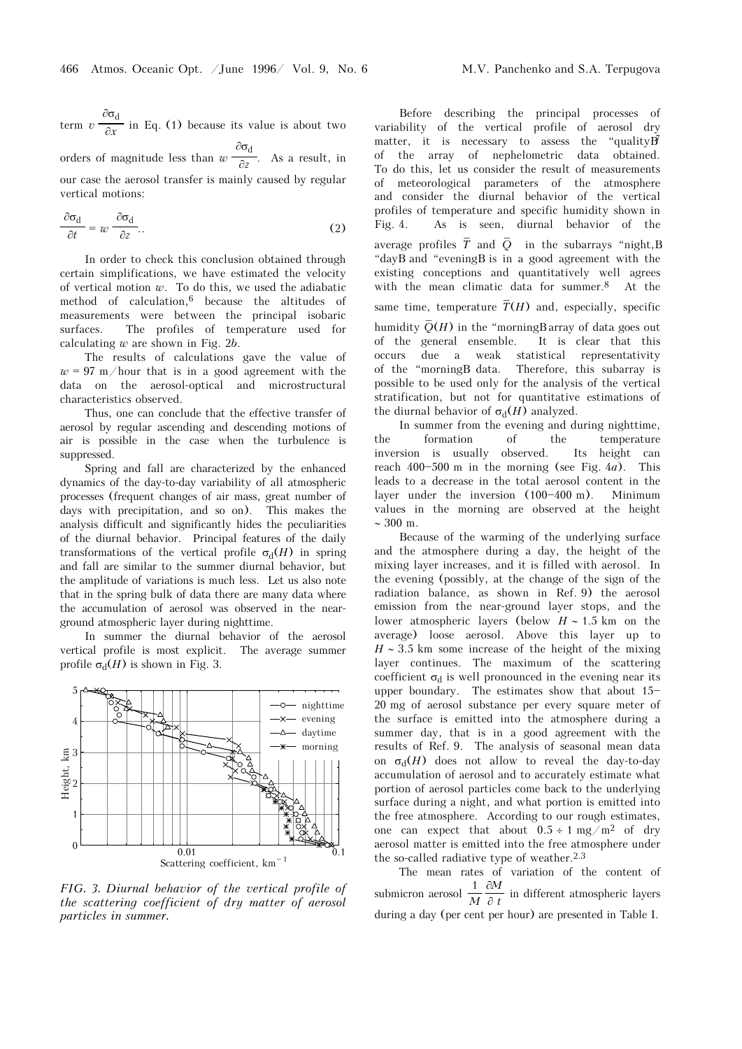term $v \frac{\partial \sigma_d}{\partial x}$ in Eq. (1) because its value is about two orders of magnitude less than $w \frac{\partial \sigma_d}{\partial z}$. As a result, in our case the aerosol transfer is mainly caused by regular vertical motions:

$$\frac{\partial \sigma_d}{\partial t} = w \frac{\partial \sigma_d}{\partial z}.. \quad (2)$$

In order to check this conclusion obtained through certain simplifications, we have estimated the velocity of vertical motion $w$. To do this, we used the adiabatic method of calculation,[6] because the altitudes of measurements were between the principal isobaric surfaces. The profiles of temperature used for calculating $w$ are shown in Fig. 2*b*.

The results of calculations gave the value of $w = 97$ m/hour that is in a good agreement with the data on the aerosol-optical and microstructural characteristics observed.

Thus, one can conclude that the effective transfer of aerosol by regular ascending and descending motions of air is possible in the case when the turbulence is suppressed.

Spring and fall are characterized by the enhanced dynamics of the day-to-day variability of all atmospheric processes (frequent changes of air mass, great number of days with precipitation, and so on). This makes the analysis difficult and significantly hides the peculiarities of the diurnal behavior. Principal features of the daily transformations of the vertical profile $\sigma_d(H)$ in spring and fall are similar to the summer diurnal behavior, but the amplitude of variations is much less. Let us also note that in the spring bulk of data there are many data where the accumulation of aerosol was observed in the near-ground atmospheric layer during nighttime.

In summer the diurnal behavior of the aerosol vertical profile is most explicit. The average summer profile $\sigma_d(H)$ is shown in Fig. 3.

*FIG. 3. Diurnal behavior of the vertical profile of the scattering coefficient of dry matter of aerosol particles in summer.*

Before describing the principal processes of variability of the vertical profile of aerosol dry matter, it is necessary to assess the "quality" of the array of nephelometric data obtained. To do this, let us consider the result of measurements of meteorological parameters of the atmosphere and consider the diurnal behavior of the vertical profiles of temperature and specific humidity shown in Fig. 4. As is seen, diurnal behavior of the average profiles $\bar{T}$ and $\bar{Q}$ in the subarrays "night," "day" and "evening" is in a good agreement with the existing conceptions and quantitatively well agrees with the mean climatic data for summer.[8] At the same time, temperature $\bar{T}(H)$ and, especially, specific humidity $\bar{Q}(H)$ in the "morning" array of data goes out of the general ensemble. It is clear that this occurs due a weak statistical representativity of the "morning" data. Therefore, this subarray is possible to be used only for the analysis of the vertical stratification, but not for quantitative estimations of the diurnal behavior of $\sigma_d(H)$ analyzed.

In summer from the evening and during nighttime, the formation of the temperature inversion is usually observed. Its height can reach 400–500 m in the morning (see Fig. 4*a*). This leads to a decrease in the total aerosol content in the layer under the inversion (100–400 m). Minimum values in the morning are observed at the height ~ 300 m.

Because of the warming of the underlying surface and the atmosphere during a day, the height of the mixing layer increases, and it is filled with aerosol. In the evening (possibly, at the change of the sign of the radiation balance, as shown in Ref. 9) the aerosol emission from the near-ground layer stops, and the lower atmospheric layers (below $H \sim 1.5$ km on the average) loose aerosol. Above this layer up to $H \sim 3.5$ km some increase of the height of the mixing layer continues. The maximum of the scattering coefficient $\sigma_d$ is well pronounced in the evening near its upper boundary. The estimates show that about 15–20 mg of aerosol substance per every square meter of the surface is emitted into the atmosphere during a summer day, that is in a good agreement with the results of Ref. 9. The analysis of seasonal mean data on $\sigma_d(H)$ does not allow to reveal the day-to-day accumulation of aerosol and to accurately estimate what portion of aerosol particles come back to the underlying surface during a night, and what portion is emitted into the free atmosphere. According to our rough estimates, one can expect that about $0.5 \div 1$ mg/m$^2$ of dry aerosol matter is emitted into the free atmosphere under the so-called radiative type of weather.[2,3]

The mean rates of variation of the content of submicron aerosol $\frac{1}{M} \frac{\partial M}{\partial t}$ in different atmospheric layers during a day (per cent per hour) are presented in Table I.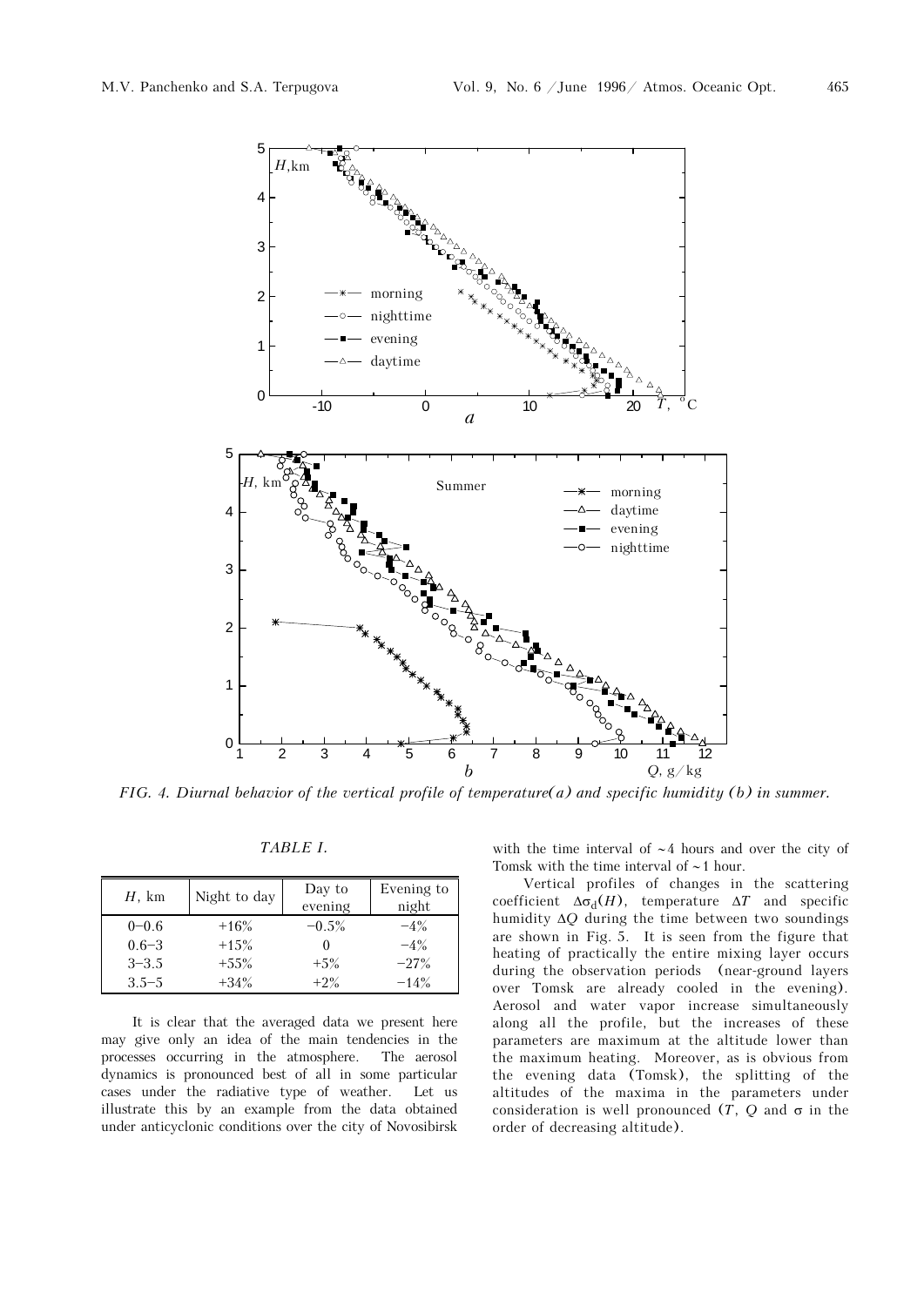FIG. 4. *Diurnal behavior of the vertical profile of temperature (a) and specific humidity (b) in summer.*

*TABLE I.*

| $H$, km | Night to day | Day to evening | Evening to night |
|---|---|---|---|
| 0–0.6 | +16% | −0.5% | −4% |
| 0.6–3 | +15% | 0 | −4% |
| 3–3.5 | +55% | +5% | −27% |
| 3.5–5 | +34% | +2% | −14% |

It is clear that the averaged data we present here may give only an idea of the main tendencies in the processes occurring in the atmosphere. The aerosol dynamics is pronounced best of all in some particular cases under the radiative type of weather. Let us illustrate this by an example from the data obtained under anticyclonic conditions over the city of Novosibirsk with the time interval of ~4 hours and over the city of Tomsk with the time interval of ~1 hour.

Vertical profiles of changes in the scattering coefficient $\Delta\sigma_d(H)$, temperature $\Delta T$ and specific humidity $\Delta Q$ during the time between two soundings are shown in Fig. 5. It is seen from the figure that heating of practically the entire mixing layer occurs during the observation periods (near-ground layers over Tomsk are already cooled in the evening). Aerosol and water vapor increase simultaneously along all the profile, but the increases of these parameters are maximum at the altitude lower than the maximum heating. Moreover, as is obvious from the evening data (Tomsk), the splitting of the altitudes of the maxima in the parameters under consideration is well pronounced ($T$, $Q$ and $\sigma$ in the order of decreasing altitude).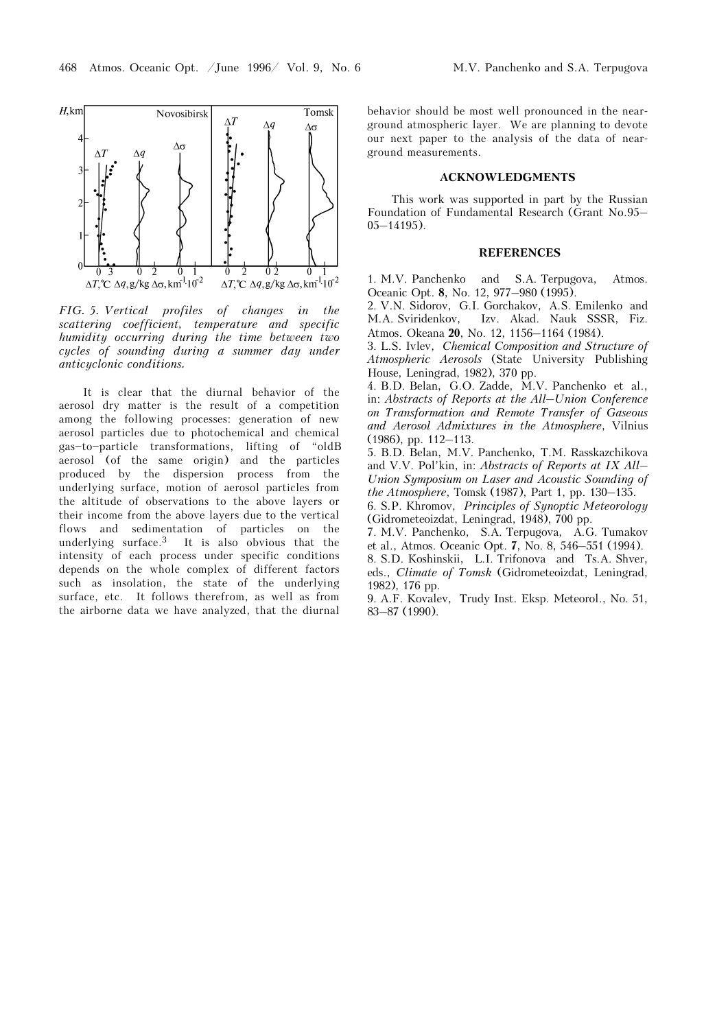H, km

Novosibirsk

Tomsk

ΔT Δq Δσ

0 3 0 2 0 1

ΔT, °C Δq, g/kg Δσ, km$^{-1}$·10$^{-2}$

0 2 0 2 0 1

ΔT, °C Δq, g/kg Δσ, km$^{-1}$·10$^{-2}$

*FIG. 5. Vertical profiles of changes in the scattering coefficient, temperature and specific humidity occurring during the time between two cycles of sounding during a summer day under anticyclonic conditions.*

It is clear that the diurnal behavior of the aerosol dry matter is the result of a competition among the following processes: generation of new aerosol particles due to photochemical and chemical gas–to–particle transformations, lifting of "oldB aerosol (of the same origin) and the particles produced by the dispersion process from the underlying surface, motion of aerosol particles from the altitude of observations to the above layers or their income from the above layers due to the vertical flows and sedimentation of particles on the underlying surface.[3] It is also obvious that the intensity of each process under specific conditions depends on the whole complex of different factors such as insolation, the state of the underlying surface, etc. It follows therefrom, as well as from the airborne data we have analyzed, that the diurnal behavior should be most well pronounced in the near-ground atmospheric layer. We are planning to devote our next paper to the analysis of the data of near-ground measurements.

## ACKNOWLEDGMENTS

This work was supported in part by the Russian Foundation of Fundamental Research (Grant No.95–05–14195).

## REFERENCES

1. M.V. Panchenko and S.A. Terpugova, Atmos. Oceanic Opt. **8**, No. 12, 977–980 (1995).
2. V.N. Sidorov, G.I. Gorchakov, A.S. Emilenko and M.A. Sviridenkov, Izv. Akad. Nauk SSSR, Fiz. Atmos. Okeana **20**, No. 12, 1156–1164 (1984).
3. L.S. Ivlev, *Chemical Composition and Structure of Atmospheric Aerosols* (State University Publishing House, Leningrad, 1982), 370 pp.
4. B.D. Belan, G.O. Zadde, M.V. Panchenko et al., in: *Abstracts of Reports at the All–Union Conference on Transformation and Remote Transfer of Gaseous and Aerosol Admixtures in the Atmosphere*, Vilnius (1986), pp. 112–113.
5. B.D. Belan, M.V. Panchenko, T.M. Rasskazchikova and V.V. Pol'kin, in: *Abstracts of Reports at IX All–Union Symposium on Laser and Acoustic Sounding of the Atmosphere*, Tomsk (1987), Part 1, pp. 130–135.
6. S.P. Khromov, *Principles of Synoptic Meteorology* (Gidrometeoizdat, Leningrad, 1948), 700 pp.
7. M.V. Panchenko, S.A. Terpugova, A.G. Tumakov et al., Atmos. Oceanic Opt. **7**, No. 8, 546–551 (1994).
8. S.D. Koshinskii, L.I. Trifonova and Ts.A. Shver, eds., *Climate of Tomsk* (Gidrometeoizdat, Leningrad, 1982), 176 pp.
9. A.F. Kovalev, Trudy Inst. Eksp. Meteorol., No. 51, 83–87 (1990).